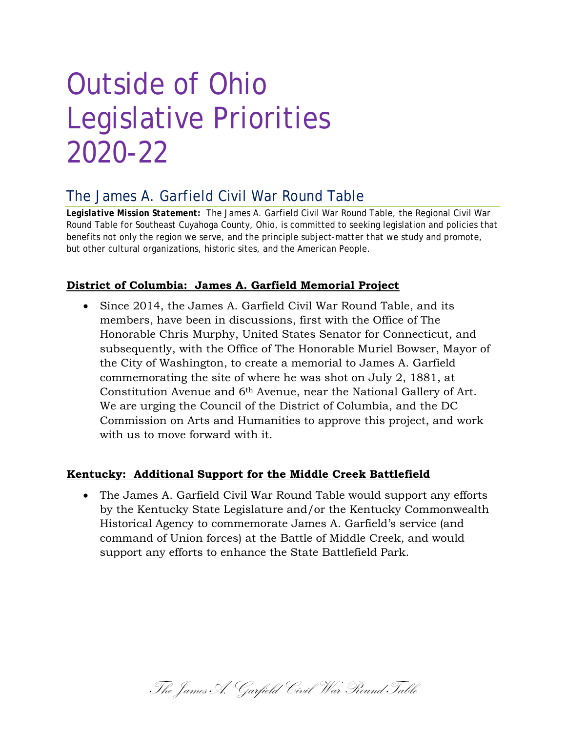# Outside of Ohio Legislative Priorities 2020-22

## The James A. Garfield Civil War Round Table

***Legislative Mission Statement:*** The James A. Garfield Civil War Round Table, the Regional Civil War Round Table for Southeast Cuyahoga County, Ohio, is committed to seeking legislation and policies that benefits not only the region we serve, and the principle subject-matter that we study and promote, but other cultural organizations, historic sites, and the American People.

### District of Columbia: James A. Garfield Memorial Project

- Since 2014, the James A. Garfield Civil War Round Table, and its members, have been in discussions, first with the Office of The Honorable Chris Murphy, United States Senator for Connecticut, and subsequently, with the Office of The Honorable Muriel Bowser, Mayor of the City of Washington, to create a memorial to James A. Garfield commemorating the site of where he was shot on July 2, 1881, at Constitution Avenue and 6th Avenue, near the National Gallery of Art. We are urging the Council of the District of Columbia, and the DC Commission on Arts and Humanities to approve this project, and work with us to move forward with it.

### Kentucky: Additional Support for the Middle Creek Battlefield

- The James A. Garfield Civil War Round Table would support any efforts by the Kentucky State Legislature and/or the Kentucky Commonwealth Historical Agency to commemorate James A. Garfield's service (and command of Union forces) at the Battle of Middle Creek, and would support any efforts to enhance the State Battlefield Park.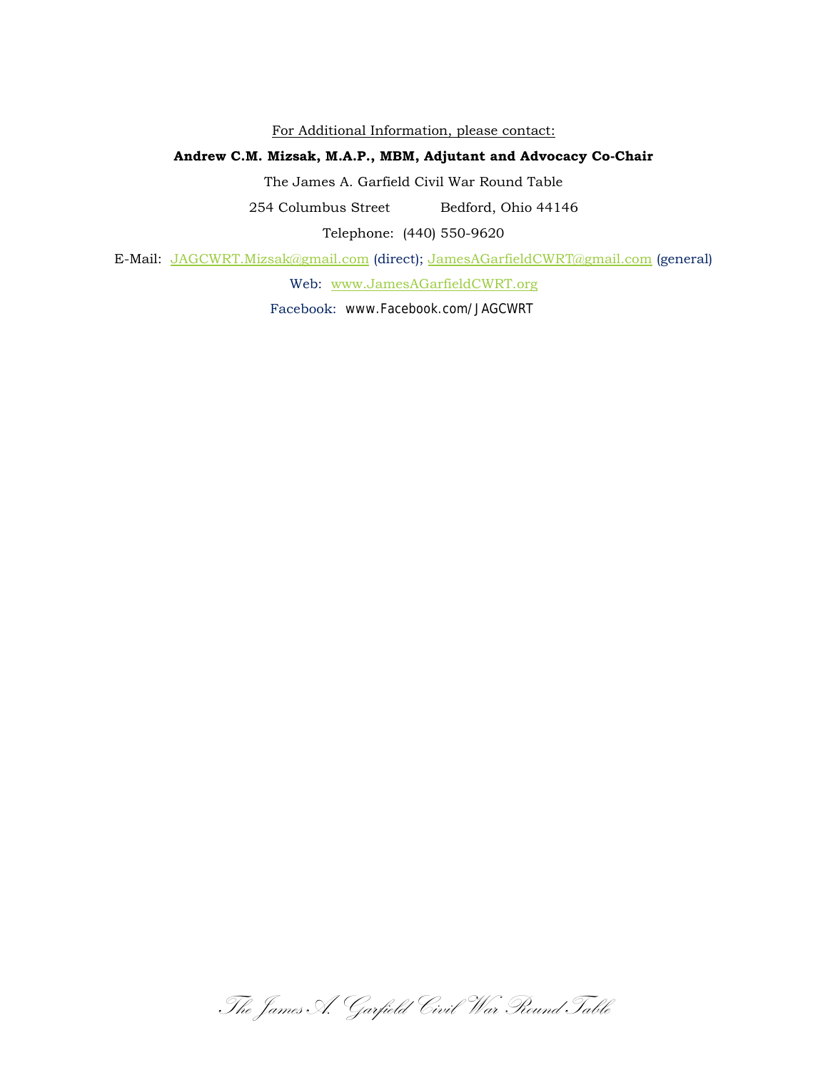For Additional Information, please contact:

**Andrew C.M. Mizsak, M.A.P., MBM, Adjutant and Advocacy Co-Chair**

The James A. Garfield Civil War Round Table

254 Columbus Street Bedford, Ohio 44146

Telephone: (440) 550-9620

E-Mail: JAGCWRT.Mizsak@gmail.com (direct); JamesAGarfieldCWRT@gmail.com (general)

Web: www.JamesAGarfieldCWRT.org

Facebook: www.Facebook.com/JAGCWRT